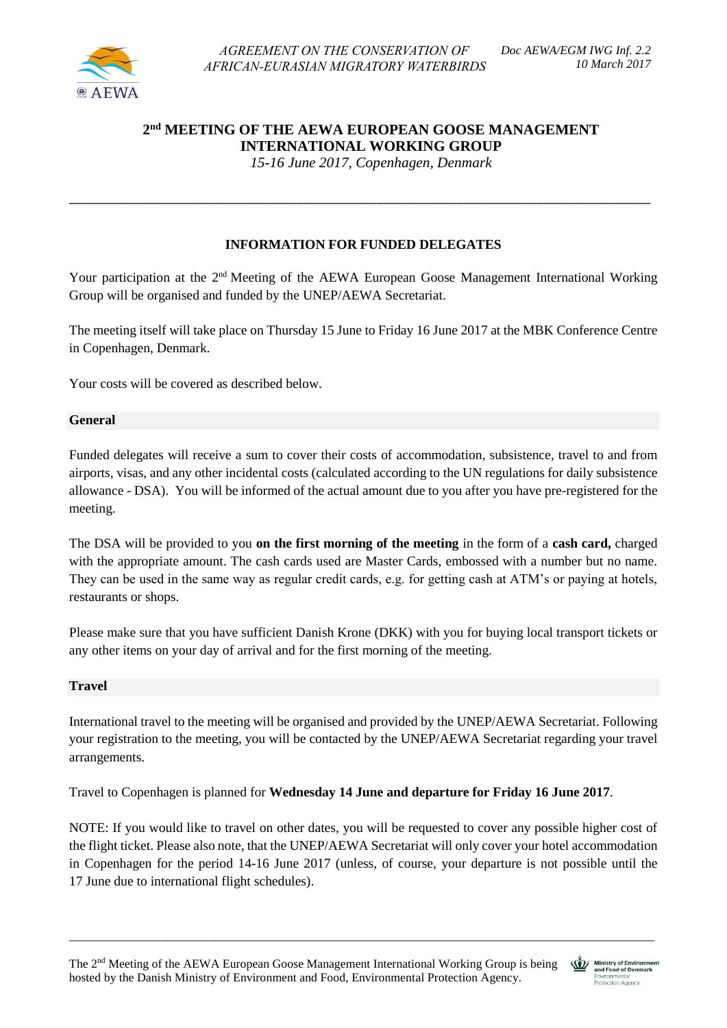AGREEMENT ON THE CONSERVATION OF AFRICAN-EURASIAN MIGRATORY WATERBIRDS

*Doc AEWA/EGM IWG Inf. 2.2*
*10 March 2017*

# 2nd MEETING OF THE AEWA EUROPEAN GOOSE MANAGEMENT INTERNATIONAL WORKING GROUP

*15-16 June 2017, Copenhagen, Denmark*

---

## INFORMATION FOR FUNDED DELEGATES

Your participation at the 2nd Meeting of the AEWA European Goose Management International Working Group will be organised and funded by the UNEP/AEWA Secretariat.

The meeting itself will take place on Thursday 15 June to Friday 16 June 2017 at the MBK Conference Centre in Copenhagen, Denmark.

Your costs will be covered as described below.

### General

Funded delegates will receive a sum to cover their costs of accommodation, subsistence, travel to and from airports, visas, and any other incidental costs (calculated according to the UN regulations for daily subsistence allowance - DSA). You will be informed of the actual amount due to you after you have pre-registered for the meeting.

The DSA will be provided to you **on the first morning of the meeting** in the form of a **cash card,** charged with the appropriate amount. The cash cards used are Master Cards, embossed with a number but no name. They can be used in the same way as regular credit cards, e.g. for getting cash at ATM's or paying at hotels, restaurants or shops.

Please make sure that you have sufficient Danish Krone (DKK) with you for buying local transport tickets or any other items on your day of arrival and for the first morning of the meeting.

### Travel

International travel to the meeting will be organised and provided by the UNEP/AEWA Secretariat. Following your registration to the meeting, you will be contacted by the UNEP/AEWA Secretariat regarding your travel arrangements.

Travel to Copenhagen is planned for **Wednesday 14 June and departure for Friday 16 June 2017**.

NOTE: If you would like to travel on other dates, you will be requested to cover any possible higher cost of the flight ticket. Please also note, that the UNEP/AEWA Secretariat will only cover your hotel accommodation in Copenhagen for the period 14-16 June 2017 (unless, of course, your departure is not possible until the 17 June due to international flight schedules).

---

The 2nd Meeting of the AEWA European Goose Management International Working Group is being hosted by the Danish Ministry of Environment and Food, Environmental Protection Agency.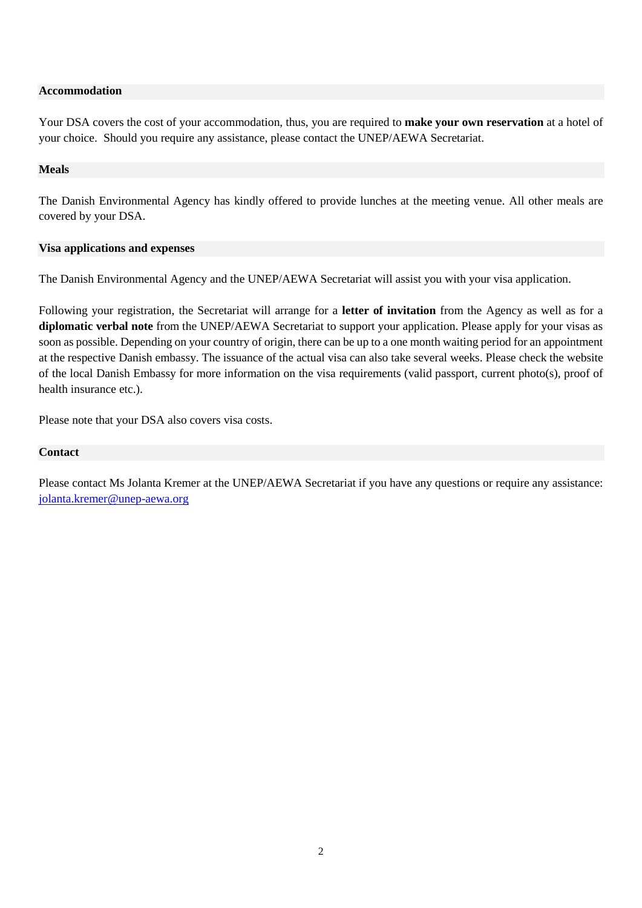**Accommodation**

Your DSA covers the cost of your accommodation, thus, you are required to **make your own reservation** at a hotel of your choice. Should you require any assistance, please contact the UNEP/AEWA Secretariat.

**Meals**

The Danish Environmental Agency has kindly offered to provide lunches at the meeting venue. All other meals are covered by your DSA.

**Visa applications and expenses**

The Danish Environmental Agency and the UNEP/AEWA Secretariat will assist you with your visa application.

Following your registration, the Secretariat will arrange for a **letter of invitation** from the Agency as well as for a **diplomatic verbal note** from the UNEP/AEWA Secretariat to support your application. Please apply for your visas as soon as possible. Depending on your country of origin, there can be up to a one month waiting period for an appointment at the respective Danish embassy. The issuance of the actual visa can also take several weeks. Please check the website of the local Danish Embassy for more information on the visa requirements (valid passport, current photo(s), proof of health insurance etc.).

Please note that your DSA also covers visa costs.

**Contact**

Please contact Ms Jolanta Kremer at the UNEP/AEWA Secretariat if you have any questions or require any assistance: jolanta.kremer@unep-aewa.org